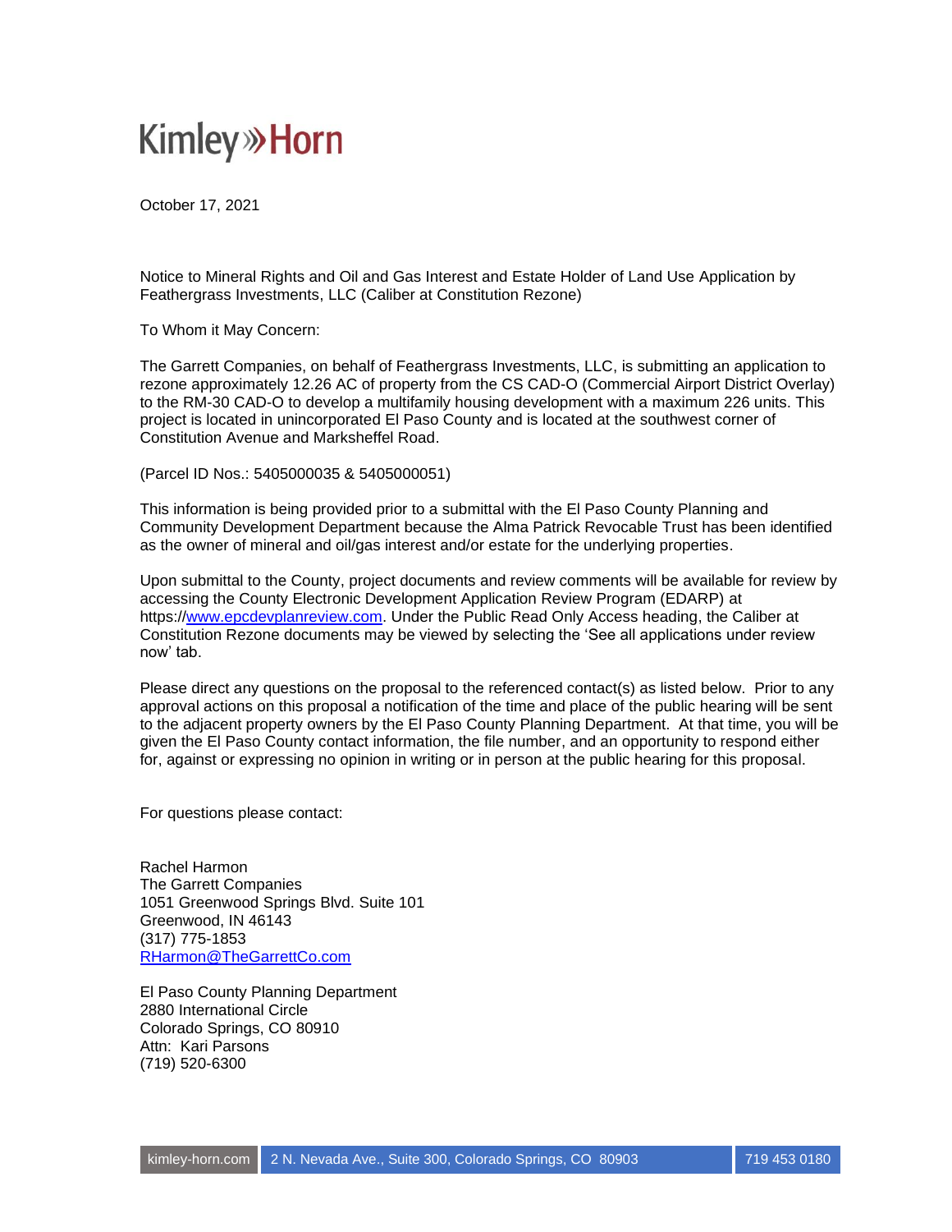Kimley»Horn

October 17, 2021

Notice to Mineral Rights and Oil and Gas Interest and Estate Holder of Land Use Application by Feathergrass Investments, LLC (Caliber at Constitution Rezone)

To Whom it May Concern:

The Garrett Companies, on behalf of Feathergrass Investments, LLC, is submitting an application to rezone approximately 12.26 AC of property from the CS CAD-O (Commercial Airport District Overlay) to the RM-30 CAD-O to develop a multifamily housing development with a maximum 226 units. This project is located in unincorporated El Paso County and is located at the southwest corner of Constitution Avenue and Marksheffel Road.

(Parcel ID Nos.: 5405000035 & 5405000051)

This information is being provided prior to a submittal with the El Paso County Planning and Community Development Department because the Alma Patrick Revocable Trust has been identified as the owner of mineral and oil/gas interest and/or estate for the underlying properties.

Upon submittal to the County, project documents and review comments will be available for review by accessing the County Electronic Development Application Review Program (EDARP) at https://www.epcdevplanreview.com. Under the Public Read Only Access heading, the Caliber at Constitution Rezone documents may be viewed by selecting the 'See all applications under review now' tab.

Please direct any questions on the proposal to the referenced contact(s) as listed below. Prior to any approval actions on this proposal a notification of the time and place of the public hearing will be sent to the adjacent property owners by the El Paso County Planning Department. At that time, you will be given the El Paso County contact information, the file number, and an opportunity to respond either for, against or expressing no opinion in writing or in person at the public hearing for this proposal.

For questions please contact:

Rachel Harmon  
The Garrett Companies  
1051 Greenwood Springs Blvd. Suite 101  
Greenwood, IN 46143  
(317) 775-1853  
RHarmon@TheGarrettCo.com

El Paso County Planning Department  
2880 International Circle  
Colorado Springs, CO 80910  
Attn: Kari Parsons  
(719) 520-6300

kimley-horn.com | 2 N. Nevada Ave., Suite 300, Colorado Springs, CO 80903 | 719 453 0180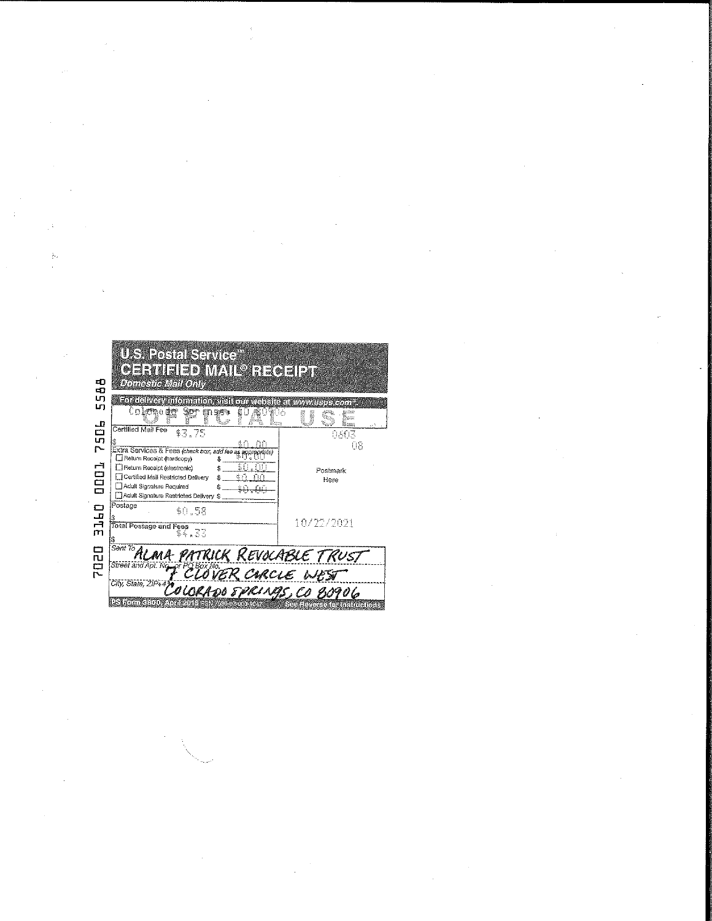7020 3160 0001 7506 5588

## U.S. Postal Service™ CERTIFIED MAIL® RECEIPT

*Domestic Mail Only*

For delivery information, visit our website at www.usps.com®

Colorado Springs, CO 80906

OFFICIAL USE

Certified Mail Fee $3.75

$ $0.00

Extra Services & Fees (check box, add fee as appropriate)

| | |
|---|---|
| ☐ Return Receipt (hardcopy) | $ $0.00 |
| ☐ Return Receipt (electronic) | $ $0.00 |
| ☐ Certified Mail Restricted Delivery | $ $0.00 |
| ☐ Adult Signature Required | $ $0.00 |
| ☐ Adult Signature Restricted Delivery | $ |

Postage $ $0.58

Total Postage and Fees $ $4.33

0603

08

Postmark Here

10/22/2021

Sent To ALMA PATRICK REVOCABLE TRUST

Street and Apt. No., or PO Box No. 7 CLOVER CIRCLE WEST

City, State, ZIP+4® COLORADO SPRINGS, CO 80906

PS Form 3800, April 2015 PSN 7530-02-000-9047 See Reverse for Instructions